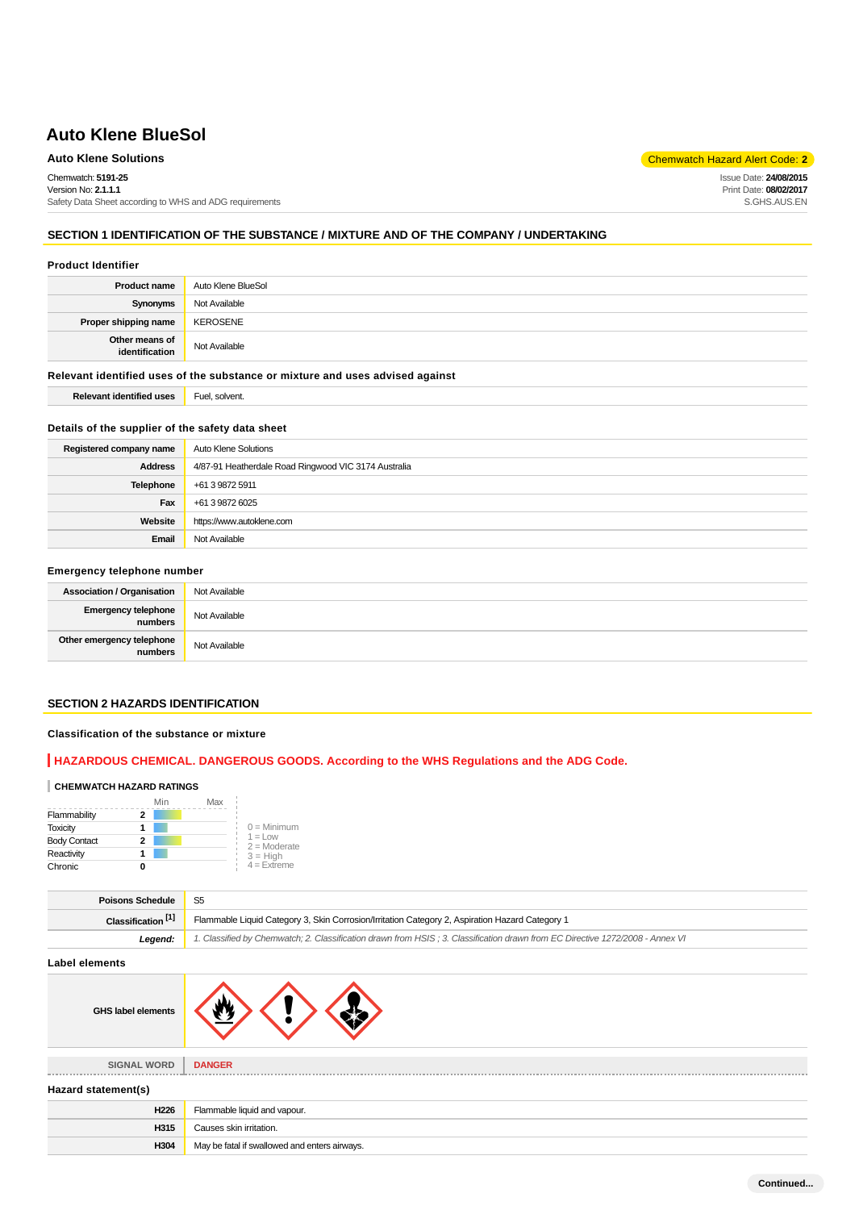# Auto Klene BlueSol

**Auto Klene Solutions**

Chemwatch Hazard Alert Code: **2**

Chemwatch: **5191-25**
Version No: **2.1.1.1**
Safety Data Sheet according to WHS and ADG requirements

Issue Date: **24/08/2015**
Print Date: **08/02/2017**
S.GHS.AUS.EN

## SECTION 1 IDENTIFICATION OF THE SUBSTANCE / MIXTURE AND OF THE COMPANY / UNDERTAKING

### Product Identifier

| | |
|---|---|
| **Product name** | Auto Klene BlueSol |
| **Synonyms** | Not Available |
| **Proper shipping name** | KEROSENE |
| **Other means of identification** | Not Available |

### Relevant identified uses of the substance or mixture and uses advised against

| | |
|---|---|
| **Relevant identified uses** | Fuel, solvent. |

### Details of the supplier of the safety data sheet

| | |
|---|---|
| **Registered company name** | Auto Klene Solutions |
| **Address** | 4/87-91 Heatherdale Road Ringwood VIC 3174 Australia |
| **Telephone** | +61 3 9872 5911 |
| **Fax** | +61 3 9872 6025 |
| **Website** | https://www.autoklene.com |
| **Email** | Not Available |

### Emergency telephone number

| | |
|---|---|
| **Association / Organisation** | Not Available |
| **Emergency telephone numbers** | Not Available |
| **Other emergency telephone numbers** | Not Available |

## SECTION 2 HAZARDS IDENTIFICATION

### Classification of the substance or mixture

**HAZARDOUS CHEMICAL. DANGEROUS GOODS. According to the WHS Regulations and the ADG Code.**

**CHEMWATCH HAZARD RATINGS**

| | | Min | Max |
|---|---|---|---|
| Flammability | 2 | | |
| Toxicity | 1 | | |
| Body Contact | 2 | | |
| Reactivity | 1 | | |
| Chronic | 0 | | |

0 = Minimum
1 = Low
2 = Moderate
3 = High
4 = Extreme

| | |
|---|---|
| **Poisons Schedule** | S5 |
| **Classification [1]** | Flammable Liquid Category 3, Skin Corrosion/Irritation Category 2, Aspiration Hazard Category 1 |
| ***Legend:*** | *1. Classified by Chemwatch; 2. Classification drawn from HSIS ; 3. Classification drawn from EC Directive 1272/2008 - Annex VI* |

### Label elements

| | |
|---|---|
| **GHS label elements** | |
| **SIGNAL WORD** | **DANGER** |

### Hazard statement(s)

| | |
|---|---|
| **H226** | Flammable liquid and vapour. |
| **H315** | Causes skin irritation. |
| **H304** | May be fatal if swallowed and enters airways. |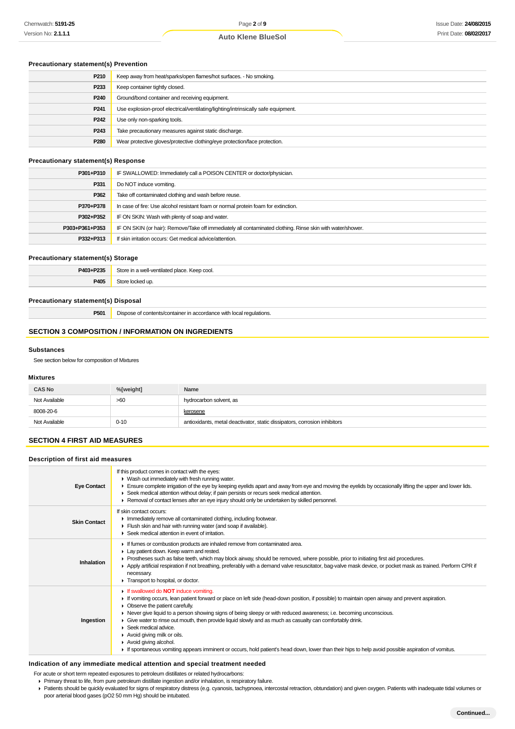### Precautionary statement(s) Prevention

| | |
|---|---|
| P210 | Keep away from heat/sparks/open flames/hot surfaces. - No smoking. |
| P233 | Keep container tightly closed. |
| P240 | Ground/bond container and receiving equipment. |
| P241 | Use explosion-proof electrical/ventilating/lighting/intrinsically safe equipment. |
| P242 | Use only non-sparking tools. |
| P243 | Take precautionary measures against static discharge. |
| P280 | Wear protective gloves/protective clothing/eye protection/face protection. |

### Precautionary statement(s) Response

| | |
|---|---|
| P301+P310 | IF SWALLOWED: Immediately call a POISON CENTER or doctor/physician. |
| P331 | Do NOT induce vomiting. |
| P362 | Take off contaminated clothing and wash before reuse. |
| P370+P378 | In case of fire: Use alcohol resistant foam or normal protein foam for extinction. |
| P302+P352 | IF ON SKIN: Wash with plenty of soap and water. |
| P303+P361+P353 | IF ON SKIN (or hair): Remove/Take off immediately all contaminated clothing. Rinse skin with water/shower. |
| P332+P313 | If skin irritation occurs: Get medical advice/attention. |

### Precautionary statement(s) Storage

| | |
|---|---|
| P403+P235 | Store in a well-ventilated place. Keep cool. |
| P405 | Store locked up. |

### Precautionary statement(s) Disposal

| | |
|---|---|
| P501 | Dispose of contents/container in accordance with local regulations. |

## SECTION 3 COMPOSITION / INFORMATION ON INGREDIENTS

### Substances

See section below for composition of Mixtures

### Mixtures

| CAS No | %[weight] | Name |
|---|---|---|
| Not Available | >60 | hydrocarbon solvent, as |
| 8008-20-6 | | kerosene |
| Not Available | 0-10 | antioxidants, metal deactivator, static dissipators, corrosion inhibitors |

## SECTION 4 FIRST AID MEASURES

### Description of first aid measures

| | |
|---|---|
| **Eye Contact** | If this product comes in contact with the eyes:<br>▸ Wash out immediately with fresh running water.<br>▸ Ensure complete irrigation of the eye by keeping eyelids apart and away from eye and moving the eyelids by occasionally lifting the upper and lower lids.<br>▸ Seek medical attention without delay; if pain persists or recurs seek medical attention.<br>▸ Removal of contact lenses after an eye injury should only be undertaken by skilled personnel. |
| **Skin Contact** | If skin contact occurs:<br>▸ Immediately remove all contaminated clothing, including footwear.<br>▸ Flush skin and hair with running water (and soap if available).<br>▸ Seek medical attention in event of irritation. |
| **Inhalation** | ▸ If fumes or combustion products are inhaled remove from contaminated area.<br>▸ Lay patient down. Keep warm and rested.<br>▸ Prostheses such as false teeth, which may block airway, should be removed, where possible, prior to initiating first aid procedures.<br>▸ Apply artificial respiration if not breathing, preferably with a demand valve resuscitator, bag-valve mask device, or pocket mask as trained. Perform CPR if necessary.<br>▸ Transport to hospital, or doctor. |
| **Ingestion** | ▸ If swallowed do **NOT** induce vomiting.<br>▸ If vomiting occurs, lean patient forward or place on left side (head-down position, if possible) to maintain open airway and prevent aspiration.<br>▸ Observe the patient carefully.<br>▸ Never give liquid to a person showing signs of being sleepy or with reduced awareness; i.e. becoming unconscious.<br>▸ Give water to rinse out mouth, then provide liquid slowly and as much as casualty can comfortably drink.<br>▸ Seek medical advice.<br>▸ Avoid giving milk or oils.<br>▸ Avoid giving alcohol.<br>▸ If spontaneous vomiting appears imminent or occurs, hold patient's head down, lower than their hips to help avoid possible aspiration of vomitus. |

### Indication of any immediate medical attention and special treatment needed

For acute or short term repeated exposures to petroleum distillates or related hydrocarbons:

- Primary threat to life, from pure petroleum distillate ingestion and/or inhalation, is respiratory failure.
- Patients should be quickly evaluated for signs of respiratory distress (e.g. cyanosis, tachypnoea, intercostal retraction, obtundation) and given oxygen. Patients with inadequate tidal volumes or poor arterial blood gases (pO2 50 mm Hg) should be intubated.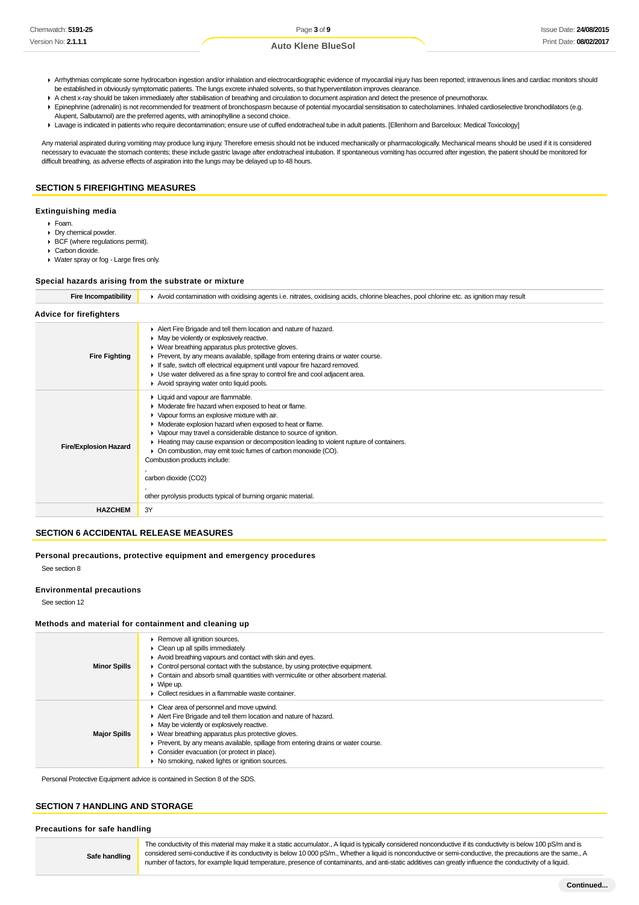- Arrhythmias complicate some hydrocarbon ingestion and/or inhalation and electrocardiographic evidence of myocardial injury has been reported; intravenous lines and cardiac monitors should be established in obviously symptomatic patients. The lungs excrete inhaled solvents, so that hyperventilation improves clearance.
- A chest x-ray should be taken immediately after stabilisation of breathing and circulation to document aspiration and detect the presence of pneumothorax.
- Epinephrine (adrenalin) is not recommended for treatment of bronchospasm because of potential myocardial sensitisation to catecholamines. Inhaled cardioselective bronchodilators (e.g. Alupent, Salbutamol) are the preferred agents, with aminophylline a second choice.
- Lavage is indicated in patients who require decontamination; ensure use of cuffed endotracheal tube in adult patients. [Ellenhorn and Barceloux: Medical Toxicology]

Any material aspirated during vomiting may produce lung injury. Therefore emesis should not be induced mechanically or pharmacologically. Mechanical means should be used if it is considered necessary to evacuate the stomach contents; these include gastric lavage after endotracheal intubation. If spontaneous vomiting has occurred after ingestion, the patient should be monitored for difficult breathing, as adverse effects of aspiration into the lungs may be delayed up to 48 hours.

## SECTION 5 FIREFIGHTING MEASURES

### Extinguishing media

- Foam.
- Dry chemical powder.
- BCF (where regulations permit).
- Carbon dioxide.
- Water spray or fog - Large fires only.

### Special hazards arising from the substrate or mixture

| | |
|---|---|
| **Fire Incompatibility** | Avoid contamination with oxidising agents i.e. nitrates, oxidising acids, chlorine bleaches, pool chlorine etc. as ignition may result |

### Advice for firefighters

| | |
|---|---|
| **Fire Fighting** | Alert Fire Brigade and tell them location and nature of hazard.<br>May be violently or explosively reactive.<br>Wear breathing apparatus plus protective gloves.<br>Prevent, by any means available, spillage from entering drains or water course.<br>If safe, switch off electrical equipment until vapour fire hazard removed.<br>Use water delivered as a fine spray to control fire and cool adjacent area.<br>Avoid spraying water onto liquid pools. |
| **Fire/Explosion Hazard** | Liquid and vapour are flammable.<br>Moderate fire hazard when exposed to heat or flame.<br>Vapour forms an explosive mixture with air.<br>Moderate explosion hazard when exposed to heat or flame.<br>Vapour may travel a considerable distance to source of ignition.<br>Heating may cause expansion or decomposition leading to violent rupture of containers.<br>On combustion, may emit toxic fumes of carbon monoxide (CO).<br>Combustion products include:<br>,<br>carbon dioxide ($CO_2$)<br>,<br>other pyrolysis products typical of burning organic material. |
| **HAZCHEM** | 3Y |

## SECTION 6 ACCIDENTAL RELEASE MEASURES

### Personal precautions, protective equipment and emergency procedures

See section 8

### Environmental precautions

See section 12

### Methods and material for containment and cleaning up

| | |
|---|---|
| **Minor Spills** | Remove all ignition sources.<br>Clean up all spills immediately.<br>Avoid breathing vapours and contact with skin and eyes.<br>Control personal contact with the substance, by using protective equipment.<br>Contain and absorb small quantities with vermiculite or other absorbent material.<br>Wipe up.<br>Collect residues in a flammable waste container. |
| **Major Spills** | Clear area of personnel and move upwind.<br>Alert Fire Brigade and tell them location and nature of hazard.<br>May be violently or explosively reactive.<br>Wear breathing apparatus plus protective gloves.<br>Prevent, by any means available, spillage from entering drains or water course.<br>Consider evacuation (or protect in place).<br>No smoking, naked lights or ignition sources. |

Personal Protective Equipment advice is contained in Section 8 of the SDS.

## SECTION 7 HANDLING AND STORAGE

### Precautions for safe handling

| | |
|---|---|
| **Safe handling** | The conductivity of this material may make it a static accumulator., A liquid is typically considered nonconductive if its conductivity is below 100 pS/m and is considered semi-conductive if its conductivity is below 10 000 pS/m., Whether a liquid is nonconductive or semi-conductive, the precautions are the same., A number of factors, for example liquid temperature, presence of contaminants, and anti-static additives can greatly influence the conductivity of a liquid. |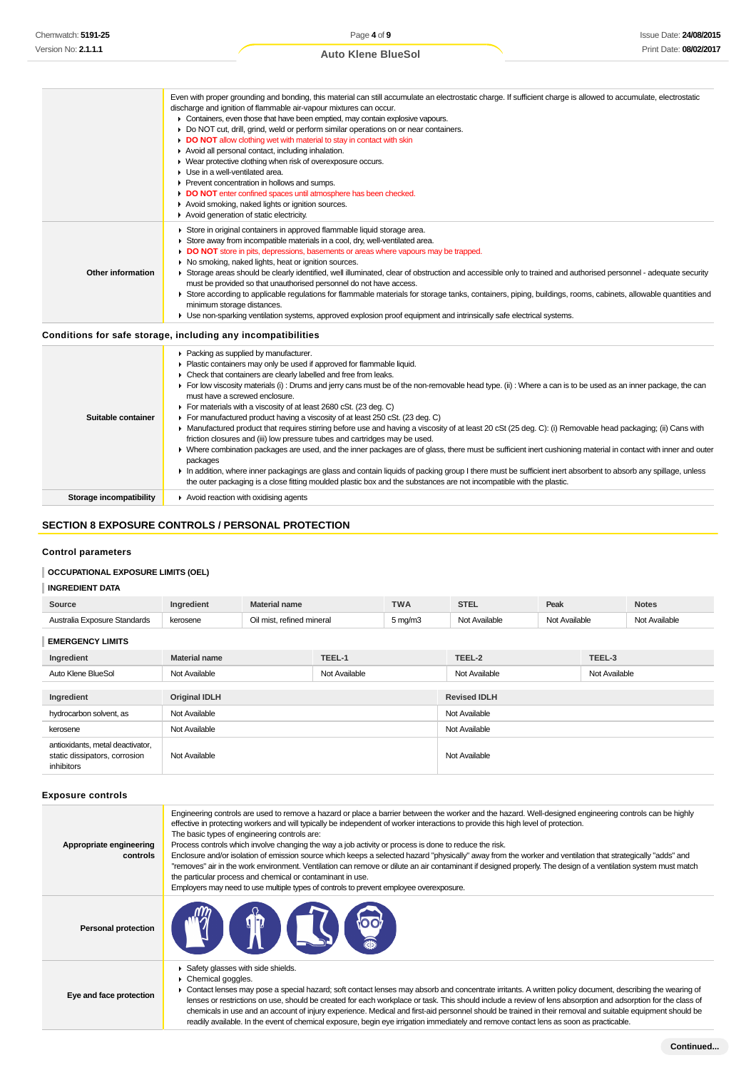| | |
|---|---|
| | Even with proper grounding and bonding, this material can still accumulate an electrostatic charge. If sufficient charge is allowed to accumulate, electrostatic discharge and ignition of flammable air-vapour mixtures can occur.<br>▸ Containers, even those that have been emptied, may contain explosive vapours.<br>▸ Do NOT cut, drill, grind, weld or perform similar operations on or near containers.<br>▸ **DO NOT** allow clothing wet with material to stay in contact with skin<br>▸ Avoid all personal contact, including inhalation.<br>▸ Wear protective clothing when risk of overexposure occurs.<br>▸ Use in a well-ventilated area.<br>▸ Prevent concentration in hollows and sumps.<br>▸ **DO NOT** enter confined spaces until atmosphere has been checked.<br>▸ Avoid smoking, naked lights or ignition sources.<br>▸ Avoid generation of static electricity. |
| **Other information** | ▸ Store in original containers in approved flammable liquid storage area.<br>▸ Store away from incompatible materials in a cool, dry, well-ventilated area.<br>▸ **DO NOT** store in pits, depressions, basements or areas where vapours may be trapped.<br>▸ No smoking, naked lights, heat or ignition sources.<br>▸ Storage areas should be clearly identified, well illuminated, clear of obstruction and accessible only to trained and authorised personnel - adequate security must be provided so that unauthorised personnel do not have access.<br>▸ Store according to applicable regulations for flammable materials for storage tanks, containers, piping, buildings, rooms, cabinets, allowable quantities and minimum storage distances.<br>▸ Use non-sparking ventilation systems, approved explosion proof equipment and intrinsically safe electrical systems. |

### Conditions for safe storage, including any incompatibilities

| | |
|---|---|
| **Suitable container** | ▸ Packing as supplied by manufacturer.<br>▸ Plastic containers may only be used if approved for flammable liquid.<br>▸ Check that containers are clearly labelled and free from leaks.<br>▸ For low viscosity materials (i) : Drums and jerry cans must be of the non-removable head type. (ii) : Where a can is to be used as an inner package, the can must have a screwed enclosure.<br>▸ For materials with a viscosity of at least 2680 cSt. (23 deg. C)<br>▸ For manufactured product having a viscosity of at least 250 cSt. (23 deg. C)<br>▸ Manufactured product that requires stirring before use and having a viscosity of at least 20 cSt (25 deg. C): (i) Removable head packaging; (ii) Cans with friction closures and (iii) low pressure tubes and cartridges may be used.<br>▸ Where combination packages are used, and the inner packages are of glass, there must be sufficient inert cushioning material in contact with inner and outer packages<br>▸ In addition, where inner packagings are glass and contain liquids of packing group I there must be sufficient inert absorbent to absorb any spillage, unless the outer packaging is a close fitting moulded plastic box and the substances are not incompatible with the plastic. |
| **Storage incompatibility** | ▸ Avoid reaction with oxidising agents |

## SECTION 8 EXPOSURE CONTROLS / PERSONAL PROTECTION

### Control parameters

**OCCUPATIONAL EXPOSURE LIMITS (OEL)**

**INGREDIENT DATA**

| Source | Ingredient | Material name | TWA | STEL | Peak | Notes |
|---|---|---|---|---|---|---|
| Australia Exposure Standards | kerosene | Oil mist, refined mineral | 5 mg/m3 | Not Available | Not Available | Not Available |

**EMERGENCY LIMITS**

| Ingredient | Material name | TEEL-1 | TEEL-2 | TEEL-3 |
|---|---|---|---|---|
| Auto Klene BlueSol | Not Available | Not Available | Not Available | Not Available |

| Ingredient | Original IDLH | Revised IDLH |
|---|---|---|
| hydrocarbon solvent, as | Not Available | Not Available |
| kerosene | Not Available | Not Available |
| antioxidants, metal deactivator, static dissipators, corrosion inhibitors | Not Available | Not Available |

### Exposure controls

| | |
|---|---|
| **Appropriate engineering controls** | Engineering controls are used to remove a hazard or place a barrier between the worker and the hazard. Well-designed engineering controls can be highly effective in protecting workers and will typically be independent of worker interactions to provide this high level of protection.<br>The basic types of engineering controls are:<br>Process controls which involve changing the way a job activity or process is done to reduce the risk.<br>Enclosure and/or isolation of emission source which keeps a selected hazard "physically" away from the worker and ventilation that strategically "adds" and "removes" air in the work environment. Ventilation can remove or dilute an air contaminant if designed properly. The design of a ventilation system must match the particular process and chemical or contaminant in use.<br>Employers may need to use multiple types of controls to prevent employee overexposure. |
| **Personal protection** | |
| **Eye and face protection** | ▸ Safety glasses with side shields.<br>▸ Chemical goggles.<br>▸ Contact lenses may pose a special hazard; soft contact lenses may absorb and concentrate irritants. A written policy document, describing the wearing of lenses or restrictions on use, should be created for each workplace or task. This should include a review of lens absorption and adsorption for the class of chemicals in use and an account of injury experience. Medical and first-aid personnel should be trained in their removal and suitable equipment should be readily available. In the event of chemical exposure, begin eye irrigation immediately and remove contact lens as soon as practicable. |

**Continued...**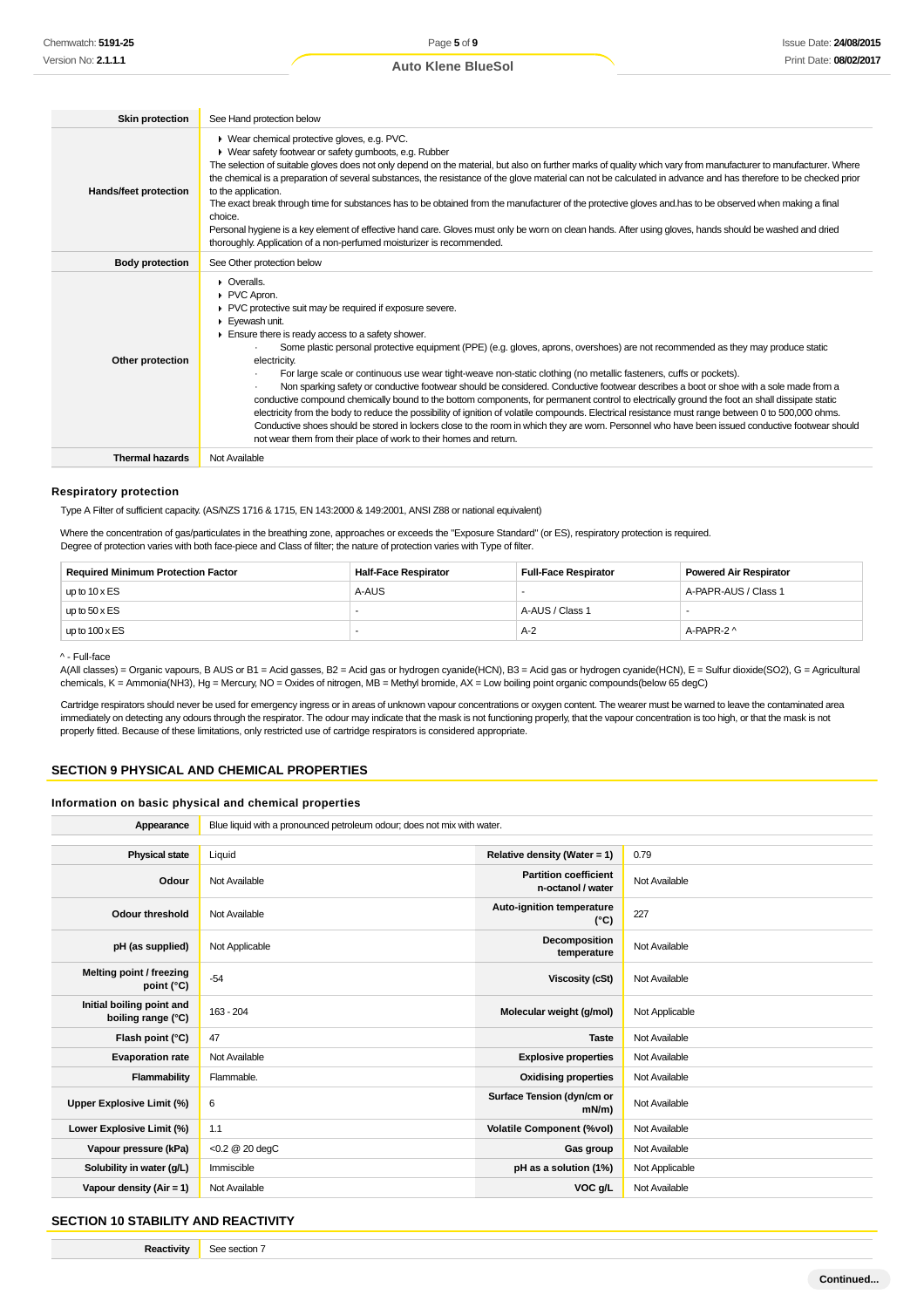| | |
|---|---|
| **Skin protection** | See Hand protection below |
| **Hands/feet protection** | ▶ Wear chemical protective gloves, e.g. PVC.<br>▶ Wear safety footwear or safety gumboots, e.g. Rubber<br>The selection of suitable gloves does not only depend on the material, but also on further marks of quality which vary from manufacturer to manufacturer. Where the chemical is a preparation of several substances, the resistance of the glove material can not be calculated in advance and has therefore to be checked prior to the application.<br>The exact break through time for substances has to be obtained from the manufacturer of the protective gloves and.has to be observed when making a final choice.<br>Personal hygiene is a key element of effective hand care. Gloves must only be worn on clean hands. After using gloves, hands should be washed and dried thoroughly. Application of a non-perfumed moisturizer is recommended. |
| **Body protection** | See Other protection below |
| **Other protection** | ▶ Overalls.<br>▶ PVC Apron.<br>▶ PVC protective suit may be required if exposure severe.<br>▶ Eyewash unit.<br>▶ Ensure there is ready access to a safety shower.<br>· Some plastic personal protective equipment (PPE) (e.g. gloves, aprons, overshoes) are not recommended as they may produce static electricity.<br>· For large scale or continuous use wear tight-weave non-static clothing (no metallic fasteners, cuffs or pockets).<br>· Non sparking safety or conductive footwear should be considered. Conductive footwear describes a boot or shoe with a sole made from a conductive compound chemically bound to the bottom components, for permanent control to electrically ground the foot an shall dissipate static electricity from the body to reduce the possibility of ignition of volatile compounds. Electrical resistance must range between 0 to 500,000 ohms. Conductive shoes should be stored in lockers close to the room in which they are worn. Personnel who have been issued conductive footwear should not wear them from their place of work to their homes and return. |
| **Thermal hazards** | Not Available |

### Respiratory protection

Type A Filter of sufficient capacity. (AS/NZS 1716 & 1715, EN 143:2000 & 149:2001, ANSI Z88 or national equivalent)

Where the concentration of gas/particulates in the breathing zone, approaches or exceeds the "Exposure Standard" (or ES), respiratory protection is required.
Degree of protection varies with both face-piece and Class of filter; the nature of protection varies with Type of filter.

| Required Minimum Protection Factor | Half-Face Respirator | Full-Face Respirator | Powered Air Respirator |
|---|---|---|---|
| up to 10 x ES | A-AUS | - | A-PAPR-AUS / Class 1 |
| up to 50 x ES | - | A-AUS / Class 1 | - |
| up to 100 x ES | - | A-2 | A-PAPR-2 ^ |

^ - Full-face
A(All classes) = Organic vapours, B AUS or B1 = Acid gasses, B2 = Acid gas or hydrogen cyanide(HCN), B3 = Acid gas or hydrogen cyanide(HCN), E = Sulfur dioxide(SO2), G = Agricultural chemicals, K = Ammonia(NH3), Hg = Mercury, NO = Oxides of nitrogen, MB = Methyl bromide, AX = Low boiling point organic compounds(below 65 degC)

Cartridge respirators should never be used for emergency ingress or in areas of unknown vapour concentrations or oxygen content. The wearer must be warned to leave the contaminated area immediately on detecting any odours through the respirator. The odour may indicate that the mask is not functioning properly, that the vapour concentration is too high, or that the mask is not properly fitted. Because of these limitations, only restricted use of cartridge respirators is considered appropriate.

## SECTION 9 PHYSICAL AND CHEMICAL PROPERTIES

### Information on basic physical and chemical properties

| | | | |
|---|---|---|---|
| **Appearance** | Blue liquid with a pronounced petroleum odour; does not mix with water. | | |
| **Physical state** | Liquid | **Relative density (Water = 1)** | 0.79 |
| **Odour** | Not Available | **Partition coefficient n-octanol / water** | Not Available |
| **Odour threshold** | Not Available | **Auto-ignition temperature (°C)** | 227 |
| **pH (as supplied)** | Not Applicable | **Decomposition temperature** | Not Available |
| **Melting point / freezing point (°C)** | -54 | **Viscosity (cSt)** | Not Available |
| **Initial boiling point and boiling range (°C)** | 163 - 204 | **Molecular weight (g/mol)** | Not Applicable |
| **Flash point (°C)** | 47 | **Taste** | Not Available |
| **Evaporation rate** | Not Available | **Explosive properties** | Not Available |
| **Flammability** | Flammable. | **Oxidising properties** | Not Available |
| **Upper Explosive Limit (%)** | 6 | **Surface Tension (dyn/cm or mN/m)** | Not Available |
| **Lower Explosive Limit (%)** | 1.1 | **Volatile Component (%vol)** | Not Available |
| **Vapour pressure (kPa)** | <0.2 @ 20 degC | **Gas group** | Not Available |
| **Solubility in water (g/L)** | Immiscible | **pH as a solution (1%)** | Not Applicable |
| **Vapour density (Air = 1)** | Not Available | **VOC g/L** | Not Available |

## SECTION 10 STABILITY AND REACTIVITY

| | |
|---|---|
| **Reactivity** | See section 7 |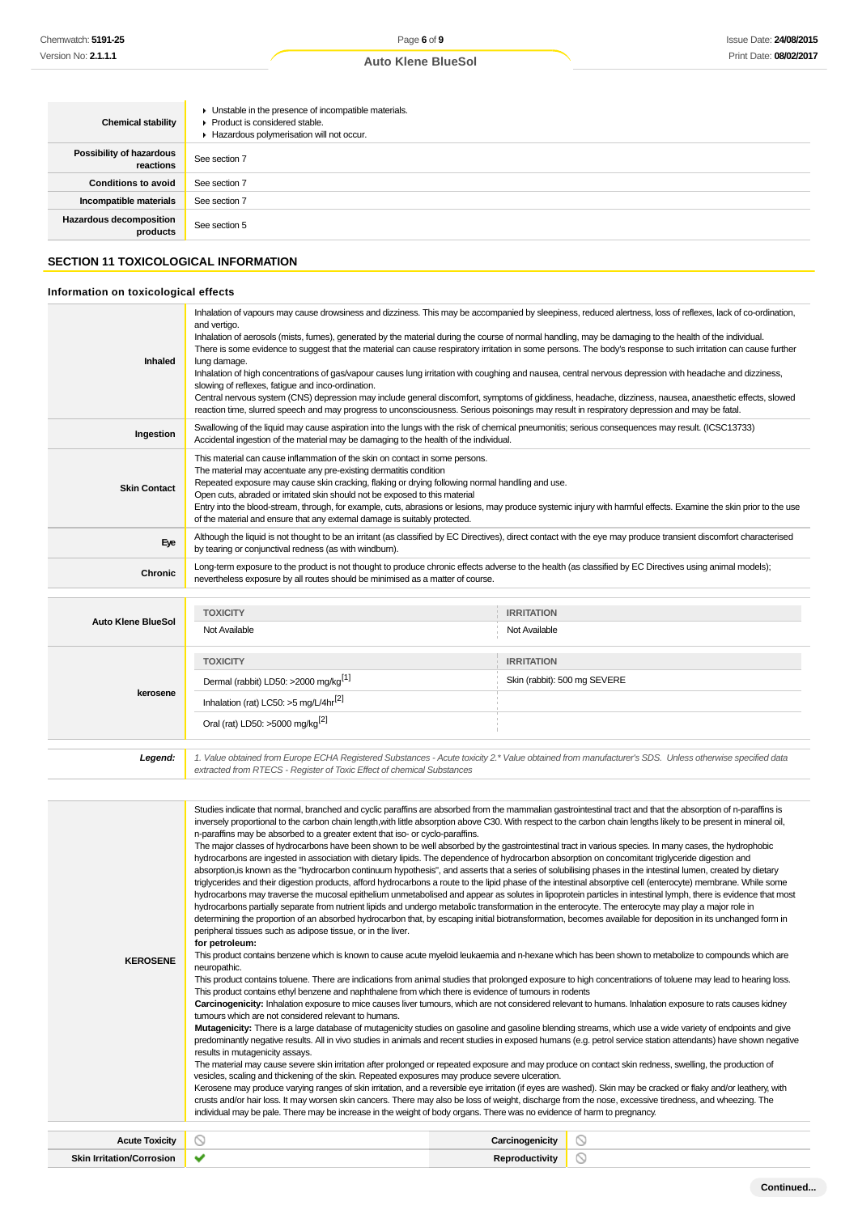| | |
|---|---|
| **Chemical stability** | ▸ Unstable in the presence of incompatible materials.<br>▸ Product is considered stable.<br>▸ Hazardous polymerisation will not occur. |
| **Possibility of hazardous reactions** | See section 7 |
| **Conditions to avoid** | See section 7 |
| **Incompatible materials** | See section 7 |
| **Hazardous decomposition products** | See section 5 |

## SECTION 11 TOXICOLOGICAL INFORMATION

### Information on toxicological effects

| | |
|---|---|
| **Inhaled** | Inhalation of vapours may cause drowsiness and dizziness. This may be accompanied by sleepiness, reduced alertness, loss of reflexes, lack of co-ordination, and vertigo.<br>Inhalation of aerosols (mists, fumes), generated by the material during the course of normal handling, may be damaging to the health of the individual.<br>There is some evidence to suggest that the material can cause respiratory irritation in some persons. The body's response to such irritation can cause further lung damage.<br>Inhalation of high concentrations of gas/vapour causes lung irritation with coughing and nausea, central nervous depression with headache and dizziness, slowing of reflexes, fatigue and inco-ordination.<br>Central nervous system (CNS) depression may include general discomfort, symptoms of giddiness, headache, dizziness, nausea, anaesthetic effects, slowed reaction time, slurred speech and may progress to unconsciousness. Serious poisonings may result in respiratory depression and may be fatal. |
| **Ingestion** | Swallowing of the liquid may cause aspiration into the lungs with the risk of chemical pneumonitis; serious consequences may result. (ICSC13733)<br>Accidental ingestion of the material may be damaging to the health of the individual. |
| **Skin Contact** | This material can cause inflammation of the skin on contact in some persons.<br>The material may accentuate any pre-existing dermatitis condition<br>Repeated exposure may cause skin cracking, flaking or drying following normal handling and use.<br>Open cuts, abraded or irritated skin should not be exposed to this material<br>Entry into the blood-stream, through, for example, cuts, abrasions or lesions, may produce systemic injury with harmful effects. Examine the skin prior to the use of the material and ensure that any external damage is suitably protected. |
| **Eye** | Although the liquid is not thought to be an irritant (as classified by EC Directives), direct contact with the eye may produce transient discomfort characterised by tearing or conjunctival redness (as with windburn). |
| **Chronic** | Long-term exposure to the product is not thought to produce chronic effects adverse to the health (as classified by EC Directives using animal models); nevertheless exposure by all routes should be minimised as a matter of course. |

| | TOXICITY | IRRITATION |
|---|---|---|
| **Auto Klene BlueSol** | Not Available | Not Available |
| **kerosene** | Dermal (rabbit) LD50: >2000 mg/kg[1] | Skin (rabbit): 500 mg SEVERE |
| | Inhalation (rat) LC50: >5 mg/L/4hr[2] | |
| | Oral (rat) LD50: >5000 mg/kg[2] | |
| ***Legend:*** | *1. Value obtained from Europe ECHA Registered Substances - Acute toxicity 2.\* Value obtained from manufacturer's SDS. Unless otherwise specified data extracted from RTECS - Register of Toxic Effect of chemical Substances* | |

| | |
|---|---|
| **KEROSENE** | Studies indicate that normal, branched and cyclic paraffins are absorbed from the mammalian gastrointestinal tract and that the absorption of n-paraffins is inversely proportional to the carbon chain length,with little absorption above C30. With respect to the carbon chain lengths likely to be present in mineral oil, n-paraffins may be absorbed to a greater extent that iso- or cyclo-paraffins.<br>The major classes of hydrocarbons have been shown to be well absorbed by the gastrointestinal tract in various species. In many cases, the hydrophobic hydrocarbons are ingested in association with dietary lipids. The dependence of hydrocarbon absorption on concomitant triglyceride digestion and absorption,is known as the "hydrocarbon continuum hypothesis", and asserts that a series of solubilising phases in the intestinal lumen, created by dietary triglycerides and their digestion products, afford hydrocarbons a route to the lipid phase of the intestinal absorptive cell (enterocyte) membrane. While some hydrocarbons may traverse the mucosal epithelium unmetabolised and appear as solutes in lipoprotein particles in intestinal lymph, there is evidence that most hydrocarbons partially separate from nutrient lipids and undergo metabolic transformation in the enterocyte. The enterocyte may play a major role in determining the proportion of an absorbed hydrocarbon that, by escaping initial biotransformation, becomes available for deposition in its unchanged form in peripheral tissues such as adipose tissue, or in the liver.<br>**for petroleum:**<br>This product contains benzene which is known to cause acute myeloid leukaemia and n-hexane which has been shown to metabolize to compounds which are neuropathic.<br>This product contains toluene. There are indications from animal studies that prolonged exposure to high concentrations of toluene may lead to hearing loss.<br>This product contains ethyl benzene and naphthalene from which there is evidence of tumours in rodents<br>**Carcinogenicity:** Inhalation exposure to mice causes liver tumours, which are not considered relevant to humans. Inhalation exposure to rats causes kidney tumours which are not considered relevant to humans.<br>**Mutagenicity:** There is a large database of mutagenicity studies on gasoline and gasoline blending streams, which use a wide variety of endpoints and give predominantly negative results. All in vivo studies in animals and recent studies in exposed humans (e.g. petrol service station attendants) have shown negative results in mutagenicity assays.<br>The material may cause severe skin irritation after prolonged or repeated exposure and may produce on contact skin redness, swelling, the production of vesicles, scaling and thickening of the skin. Repeated exposures may produce severe ulceration.<br>Kerosene may produce varying ranges of skin irritation, and a reversible eye irritation (if eyes are washed). Skin may be cracked or flaky and/or leathery, with crusts and/or hair loss. It may worsen skin cancers. There may also be loss of weight, discharge from the nose, excessive tiredness, and wheezing. The individual may be pale. There may be increase in the weight of body organs. There was no evidence of harm to pregnancy. |

| | | | |
|---|---|---|---|
| **Acute Toxicity** | ⃠ | **Carcinogenicity** | ⃠ |
| **Skin Irritation/Corrosion** | ✔ | **Reproductivity** | ⃠ |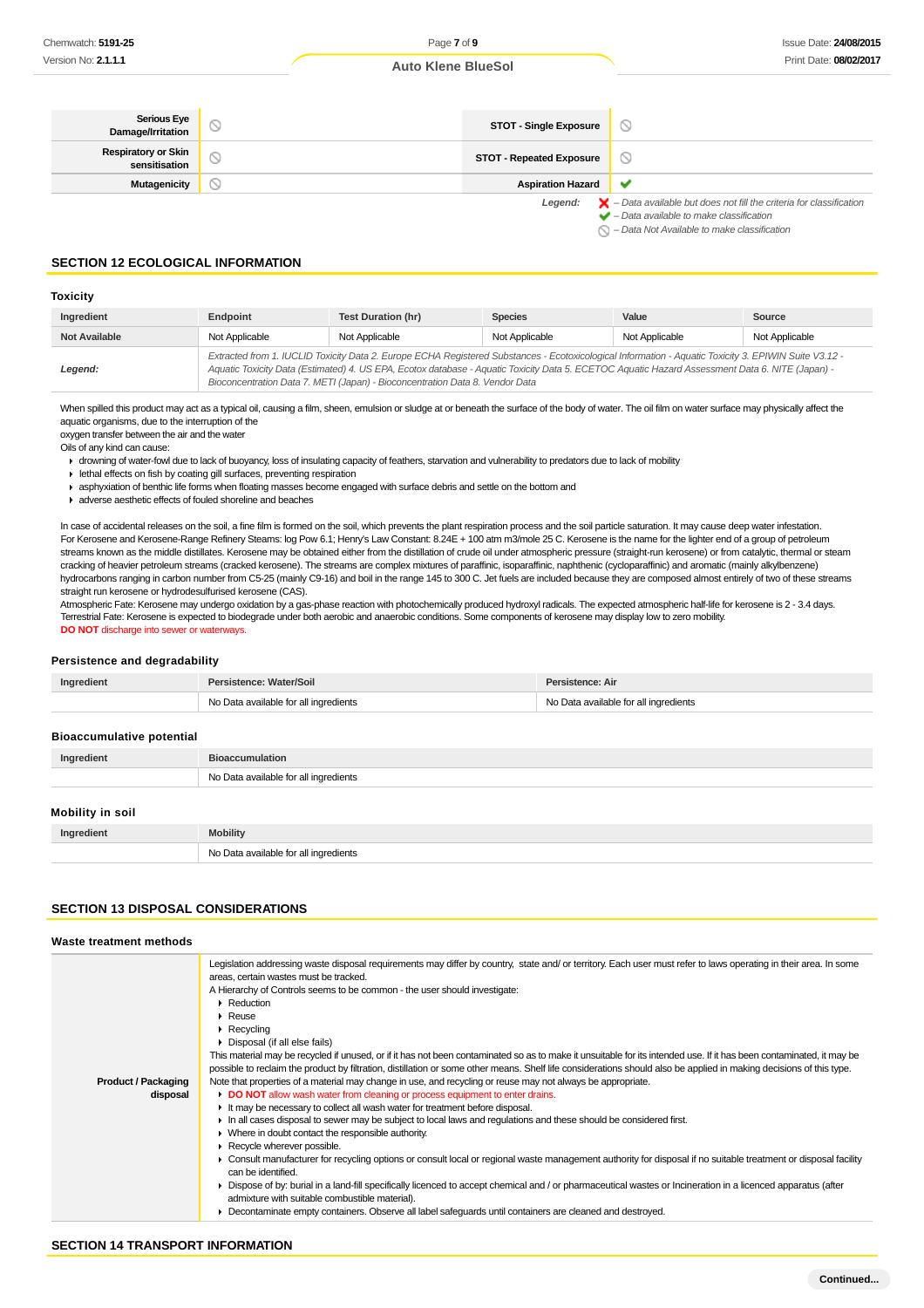| Serious Eye Damage/Irritation | ⃠ | STOT - Single Exposure | ⃠ |
|---|---|---|---|
| Respiratory or Skin sensitisation | ⃠ | STOT - Repeated Exposure | ⃠ |
| Mutagenicity | ⃠ | Aspiration Hazard | ✔ |

*Legend:* ✘ – Data available but does not fill the criteria for classification
✔ – Data available to make classification
⃠ – Data Not Available to make classification

## SECTION 12 ECOLOGICAL INFORMATION

### Toxicity

| Ingredient | Endpoint | Test Duration (hr) | Species | Value | Source |
|---|---|---|---|---|---|
| Not Available | Not Applicable | Not Applicable | Not Applicable | Not Applicable | Not Applicable |
| *Legend:* | *Extracted from 1. IUCLID Toxicity Data 2. Europe ECHA Registered Substances - Ecotoxicological Information - Aquatic Toxicity 3. EPIWIN Suite V3.12 - Aquatic Toxicity Data (Estimated) 4. US EPA, Ecotox database - Aquatic Toxicity Data 5. ECETOC Aquatic Hazard Assessment Data 6. NITE (Japan) - Bioconcentration Data 7. METI (Japan) - Bioconcentration Data 8. Vendor Data* | | | | |

When spilled this product may act as a typical oil, causing a film, sheen, emulsion or sludge at or beneath the surface of the body of water. The oil film on water surface may physically affect the aquatic organisms, due to the interruption of the
oxygen transfer between the air and the water
Oils of any kind can cause:

- drowning of water-fowl due to lack of buoyancy, loss of insulating capacity of feathers, starvation and vulnerability to predators due to lack of mobility
- lethal effects on fish by coating gill surfaces, preventing respiration
- asphyxiation of benthic life forms when floating masses become engaged with surface debris and settle on the bottom and
- adverse aesthetic effects of fouled shoreline and beaches

In case of accidental releases on the soil, a fine film is formed on the soil, which prevents the plant respiration process and the soil particle saturation. It may cause deep water infestation.
For Kerosene and Kerosene-Range Refinery Steams: log Pow 6.1; Henry's Law Constant: 8.24E + 100 atm m3/mole 25 C. Kerosene is the name for the lighter end of a group of petroleum streams known as the middle distillates. Kerosene may be obtained either from the distillation of crude oil under atmospheric pressure (straight-run kerosene) or from catalytic, thermal or steam cracking of heavier petroleum streams (cracked kerosene). The streams are complex mixtures of paraffinic, isoparaffinic, naphthenic (cycloparaffinic) and aromatic (mainly alkylbenzene) hydrocarbons ranging in carbon number from C5-C25 (mainly C9-16) and boil in the range 145 to 300 C. Jet fuels are included because they are composed almost entirely of two of these streams straight run kerosene or hydrodesulfurised kerosene (CAS).
Atmospheric Fate: Kerosene may undergo oxidation by a gas-phase reaction with photochemically produced hydroxyl radicals. The expected atmospheric half-life for kerosene is 2 - 3.4 days.
Terrestrial Fate: Kerosene is expected to biodegrade under both aerobic and anaerobic conditions. Some components of kerosene may display low to zero mobility.
**DO NOT** discharge into sewer or waterways.

### Persistence and degradability

| Ingredient | Persistence: Water/Soil | Persistence: Air |
|---|---|---|
| | No Data available for all ingredients | No Data available for all ingredients |

### Bioaccumulative potential

| Ingredient | Bioaccumulation |
|---|---|
| | No Data available for all ingredients |

### Mobility in soil

| Ingredient | Mobility |
|---|---|
| | No Data available for all ingredients |

## SECTION 13 DISPOSAL CONSIDERATIONS

### Waste treatment methods

**Product / Packaging disposal**

Legislation addressing waste disposal requirements may differ by country, state and/ or territory. Each user must refer to laws operating in their area. In some areas, certain wastes must be tracked.
A Hierarchy of Controls seems to be common - the user should investigate:

- Reduction
- Reuse
- Recycling
- Disposal (if all else fails)

This material may be recycled if unused, or if it has not been contaminated so as to make it unsuitable for its intended use. If it has been contaminated, it may be possible to reclaim the product by filtration, distillation or some other means. Shelf life considerations should also be applied in making decisions of this type.
Note that properties of a material may change in use, and recycling or reuse may not always be appropriate.

- **DO NOT** allow wash water from cleaning or process equipment to enter drains.
- It may be necessary to collect all wash water for treatment before disposal.
- In all cases disposal to sewer may be subject to local laws and regulations and these should be considered first.
- Where in doubt contact the responsible authority.
- Recycle wherever possible.
- Consult manufacturer for recycling options or consult local or regional waste management authority for disposal if no suitable treatment or disposal facility can be identified.
- Dispose of by: burial in a land-fill specifically licenced to accept chemical and / or pharmaceutical wastes or Incineration in a licenced apparatus (after admixture with suitable combustible material).
- Decontaminate empty containers. Observe all label safeguards until containers are cleaned and destroyed.

## SECTION 14 TRANSPORT INFORMATION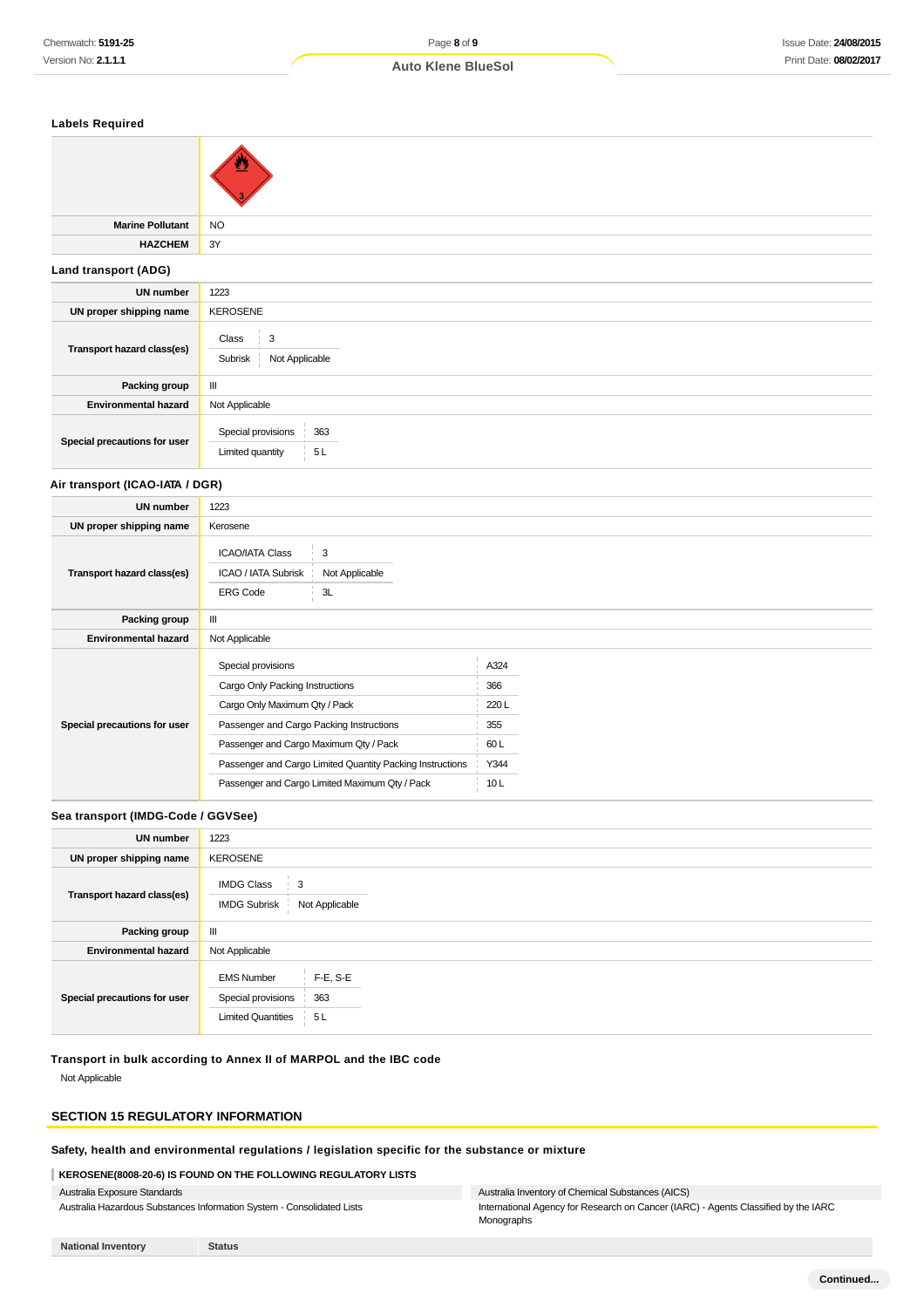### Labels Required

| | |
|---|---|
| | |
| **Marine Pollutant** | NO |
| **HAZCHEM** | 3Y |

### Land transport (ADG)

| | |
|---|---|
| **UN number** | 1223 |
| **UN proper shipping name** | KEROSENE |
| **Transport hazard class(es)** | Class: 3<br>Subrisk: Not Applicable |
| **Packing group** | III |
| **Environmental hazard** | Not Applicable |
| **Special precautions for user** | Special provisions: 363<br>Limited quantity: 5 L |

### Air transport (ICAO-IATA / DGR)

| | |
|---|---|
| **UN number** | 1223 |
| **UN proper shipping name** | Kerosene |
| **Transport hazard class(es)** | ICAO/IATA Class: 3<br>ICAO / IATA Subrisk: Not Applicable<br>ERG Code: 3L |
| **Packing group** | III |
| **Environmental hazard** | Not Applicable |
| **Special precautions for user** | Special provisions: A324<br>Cargo Only Packing Instructions: 366<br>Cargo Only Maximum Qty / Pack: 220 L<br>Passenger and Cargo Packing Instructions: 355<br>Passenger and Cargo Maximum Qty / Pack: 60 L<br>Passenger and Cargo Limited Quantity Packing Instructions: Y344<br>Passenger and Cargo Limited Maximum Qty / Pack: 10 L |

### Sea transport (IMDG-Code / GGVSee)

| | |
|---|---|
| **UN number** | 1223 |
| **UN proper shipping name** | KEROSENE |
| **Transport hazard class(es)** | IMDG Class: 3<br>IMDG Subrisk: Not Applicable |
| **Packing group** | III |
| **Environmental hazard** | Not Applicable |
| **Special precautions for user** | EMS Number: F-E, S-E<br>Special provisions: 363<br>Limited Quantities: 5 L |

### Transport in bulk according to Annex II of MARPOL and the IBC code

Not Applicable

## SECTION 15 REGULATORY INFORMATION

### Safety, health and environmental regulations / legislation specific for the substance or mixture

**KEROSENE(8008-20-6) IS FOUND ON THE FOLLOWING REGULATORY LISTS**

| | |
|---|---|
| Australia Exposure Standards | Australia Inventory of Chemical Substances (AICS) |
| Australia Hazardous Substances Information System - Consolidated Lists | International Agency for Research on Cancer (IARC) - Agents Classified by the IARC Monographs |

| National Inventory | Status |
|---|---|

Continued...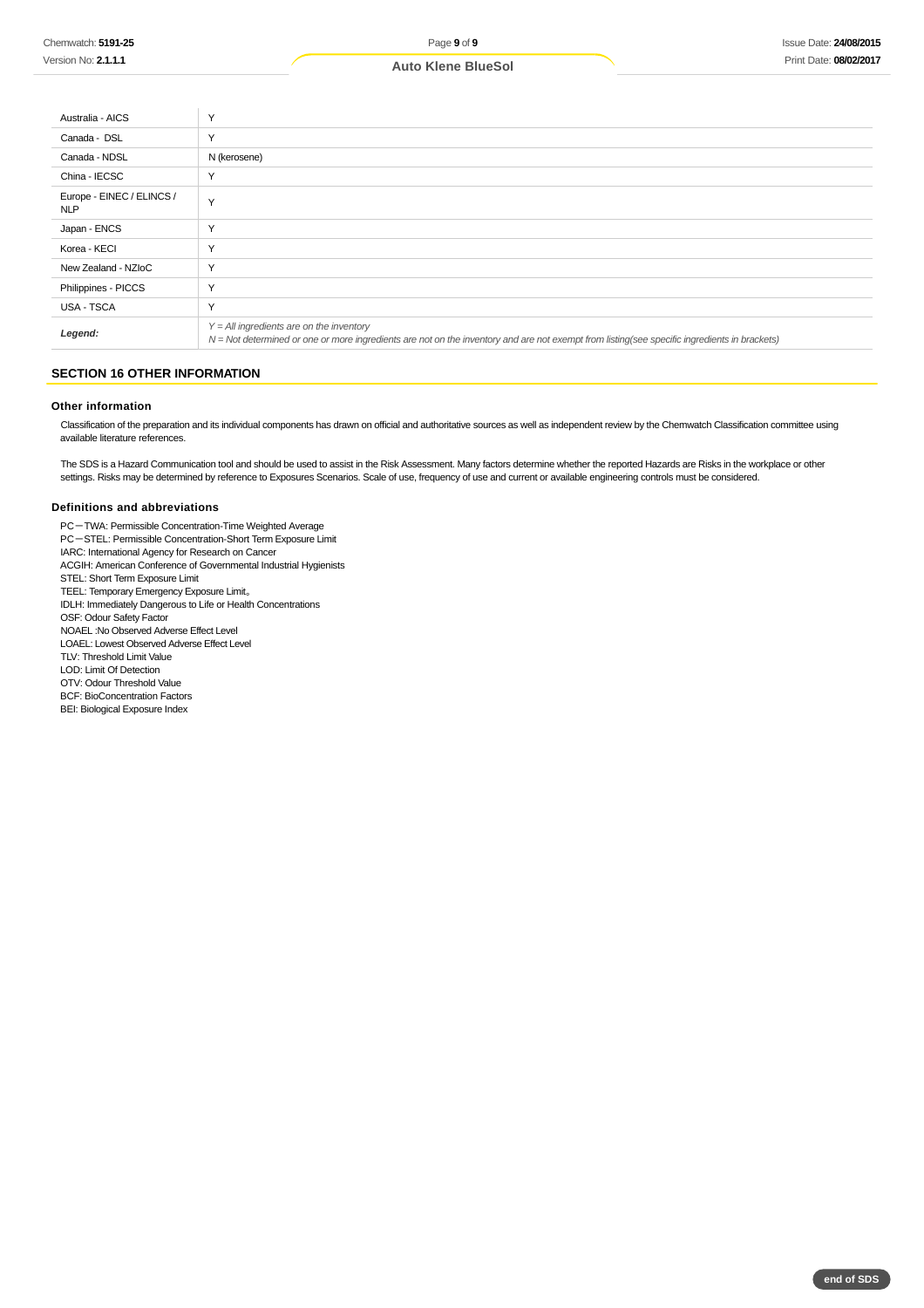| | |
|---|---|
| Australia - AICS | Y |
| Canada - DSL | Y |
| Canada - NDSL | N (kerosene) |
| China - IECSC | Y |
| Europe - EINEC / ELINCS / NLP | Y |
| Japan - ENCS | Y |
| Korea - KECI | Y |
| New Zealand - NZIoC | Y |
| Philippines - PICCS | Y |
| USA - TSCA | Y |
| ***Legend:*** | *Y = All ingredients are on the inventory*<br>*N = Not determined or one or more ingredients are not on the inventory and are not exempt from listing(see specific ingredients in brackets)* |

## SECTION 16 OTHER INFORMATION

### Other information

Classification of the preparation and its individual components has drawn on official and authoritative sources as well as independent review by the Chemwatch Classification committee using available literature references.

The SDS is a Hazard Communication tool and should be used to assist in the Risk Assessment. Many factors determine whether the reported Hazards are Risks in the workplace or other settings. Risks may be determined by reference to Exposures Scenarios. Scale of use, frequency of use and current or available engineering controls must be considered.

### Definitions and abbreviations

PC－TWA: Permissible Concentration-Time Weighted Average
PC－STEL: Permissible Concentration-Short Term Exposure Limit
IARC: International Agency for Research on Cancer
ACGIH: American Conference of Governmental Industrial Hygienists
STEL: Short Term Exposure Limit
TEEL: Temporary Emergency Exposure Limit。
IDLH: Immediately Dangerous to Life or Health Concentrations
OSF: Odour Safety Factor
NOAEL :No Observed Adverse Effect Level
LOAEL: Lowest Observed Adverse Effect Level
TLV: Threshold Limit Value
LOD: Limit Of Detection
OTV: Odour Threshold Value
BCF: BioConcentration Factors
BEI: Biological Exposure Index

end of SDS